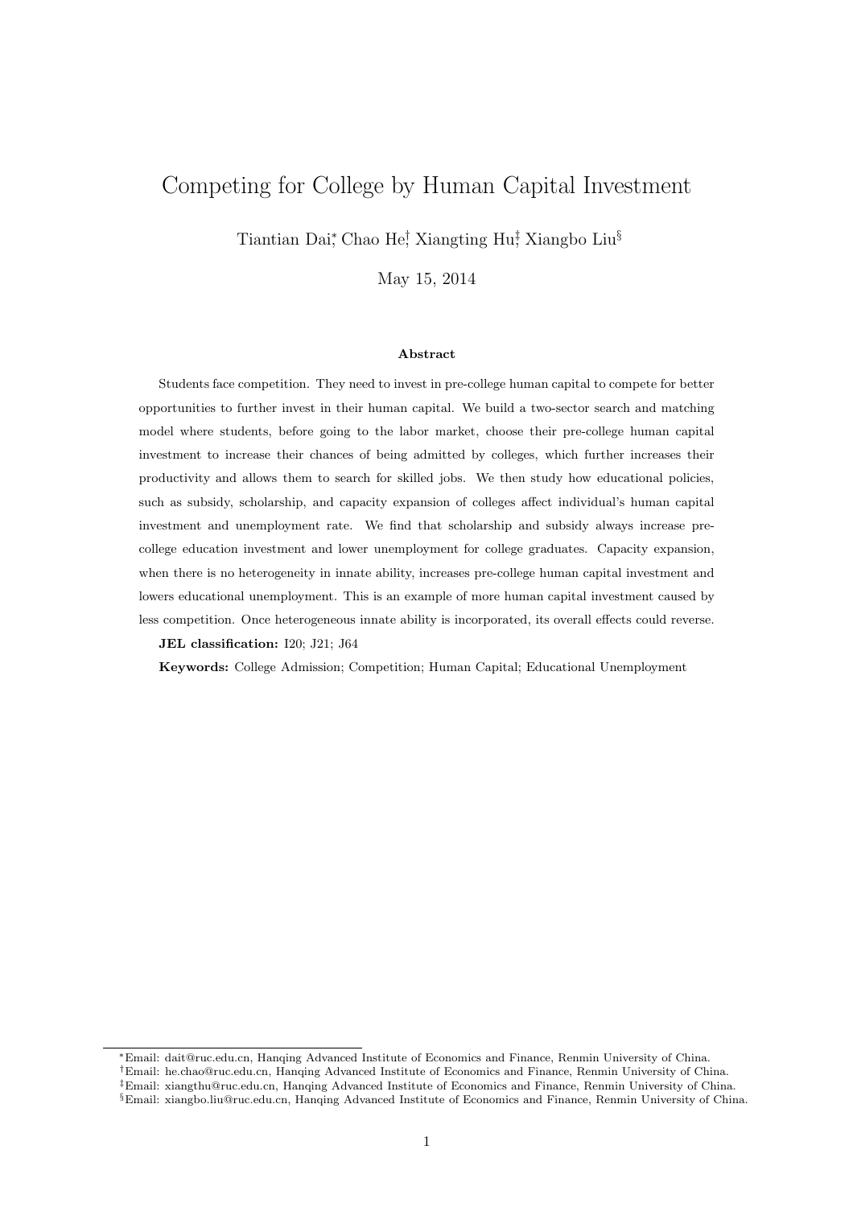# Competing for College by Human Capital Investment

Tiantian Dai[*], Chao He[†], Xiangting Hu[‡], Xiangbo Liu[§]

May 15, 2014

**Abstract**

Students face competition. They need to invest in pre-college human capital to compete for better opportunities to further invest in their human capital. We build a two-sector search and matching model where students, before going to the labor market, choose their pre-college human capital investment to increase their chances of being admitted by colleges, which further increases their productivity and allows them to search for skilled jobs. We then study how educational policies, such as subsidy, scholarship, and capacity expansion of colleges affect individual's human capital investment and unemployment rate. We find that scholarship and subsidy always increase pre-college education investment and lower unemployment for college graduates. Capacity expansion, when there is no heterogeneity in innate ability, increases pre-college human capital investment and lowers educational unemployment. This is an example of more human capital investment caused by less competition. Once heterogeneous innate ability is incorporated, its overall effects could reverse.

**JEL classification:** I20; J21; J64

**Keywords:** College Admission; Competition; Human Capital; Educational Unemployment

---

[*] Email: dait@ruc.edu.cn, Hanqing Advanced Institute of Economics and Finance, Renmin University of China.

[†] Email: he.chao@ruc.edu.cn, Hanqing Advanced Institute of Economics and Finance, Renmin University of China.

[‡] Email: xiangthu@ruc.edu.cn, Hanqing Advanced Institute of Economics and Finance, Renmin University of China.

[§] Email: xiangbo.liu@ruc.edu.cn, Hanqing Advanced Institute of Economics and Finance, Renmin University of China.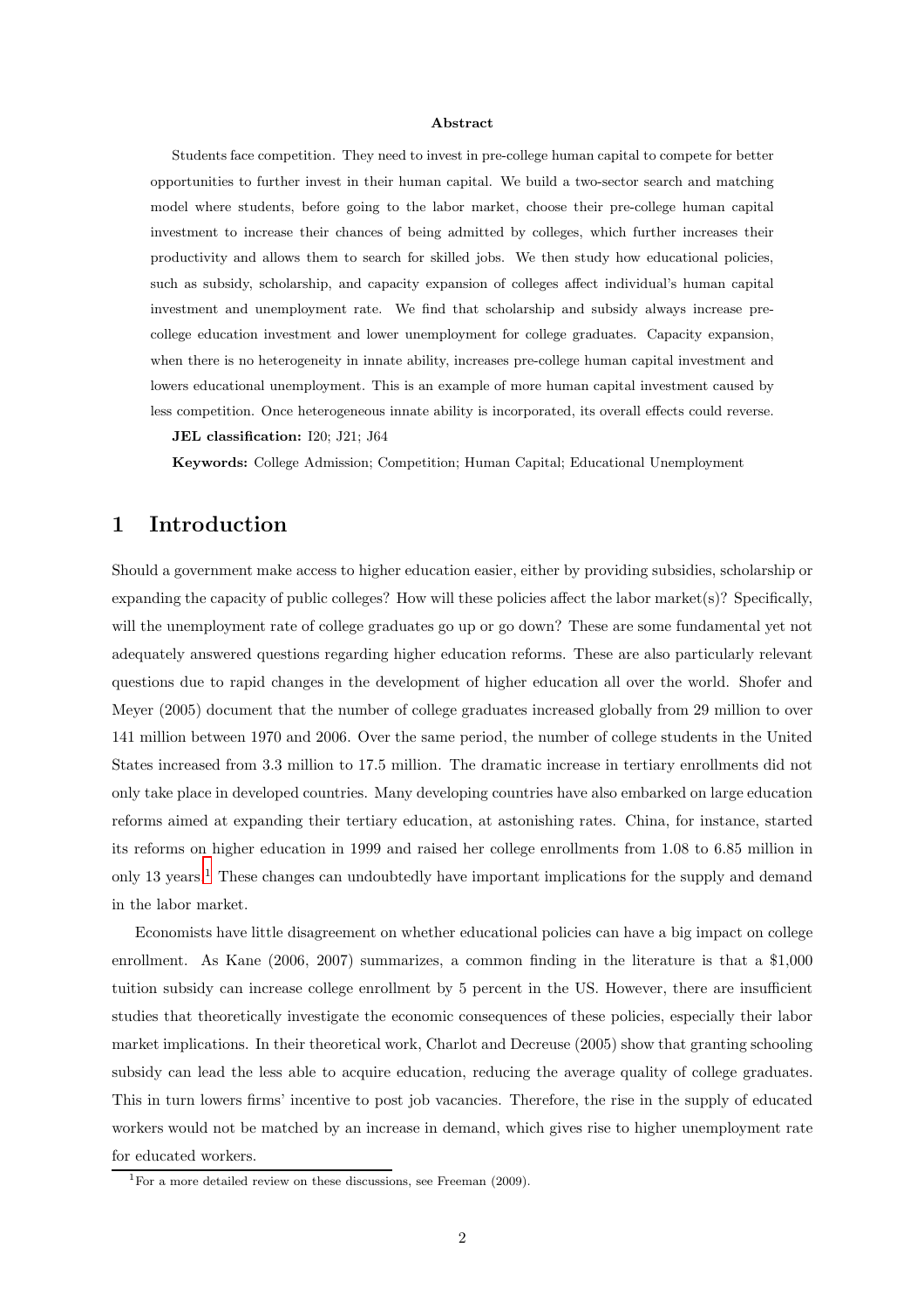**Abstract**

Students face competition. They need to invest in pre-college human capital to compete for better opportunities to further invest in their human capital. We build a two-sector search and matching model where students, before going to the labor market, choose their pre-college human capital investment to increase their chances of being admitted by colleges, which further increases their productivity and allows them to search for skilled jobs. We then study how educational policies, such as subsidy, scholarship, and capacity expansion of colleges affect individual's human capital investment and unemployment rate. We find that scholarship and subsidy always increase pre-college education investment and lower unemployment for college graduates. Capacity expansion, when there is no heterogeneity in innate ability, increases pre-college human capital investment and lowers educational unemployment. This is an example of more human capital investment caused by less competition. Once heterogeneous innate ability is incorporated, its overall effects could reverse.

**JEL classification:** I20; J21; J64

**Keywords:** College Admission; Competition; Human Capital; Educational Unemployment

# 1 Introduction

Should a government make access to higher education easier, either by providing subsidies, scholarship or expanding the capacity of public colleges? How will these policies affect the labor market(s)? Specifically, will the unemployment rate of college graduates go up or go down? These are some fundamental yet not adequately answered questions regarding higher education reforms. These are also particularly relevant questions due to rapid changes in the development of higher education all over the world. Shofer and Meyer (2005) document that the number of college graduates increased globally from 29 million to over 141 million between 1970 and 2006. Over the same period, the number of college students in the United States increased from 3.3 million to 17.5 million. The dramatic increase in tertiary enrollments did not only take place in developed countries. Many developing countries have also embarked on large education reforms aimed at expanding their tertiary education, at astonishing rates. China, for instance, started its reforms on higher education in 1999 and raised her college enrollments from 1.08 to 6.85 million in only 13 years.[1] These changes can undoubtedly have important implications for the supply and demand in the labor market.

Economists have little disagreement on whether educational policies can have a big impact on college enrollment. As Kane (2006, 2007) summarizes, a common finding in the literature is that a $1,000 tuition subsidy can increase college enrollment by 5 percent in the US. However, there are insufficient studies that theoretically investigate the economic consequences of these policies, especially their labor market implications. In their theoretical work, Charlot and Decreuse (2005) show that granting schooling subsidy can lead the less able to acquire education, reducing the average quality of college graduates. This in turn lowers firms' incentive to post job vacancies. Therefore, the rise in the supply of educated workers would not be matched by an increase in demand, which gives rise to higher unemployment rate for educated workers.

[1] For a more detailed review on these discussions, see Freeman (2009).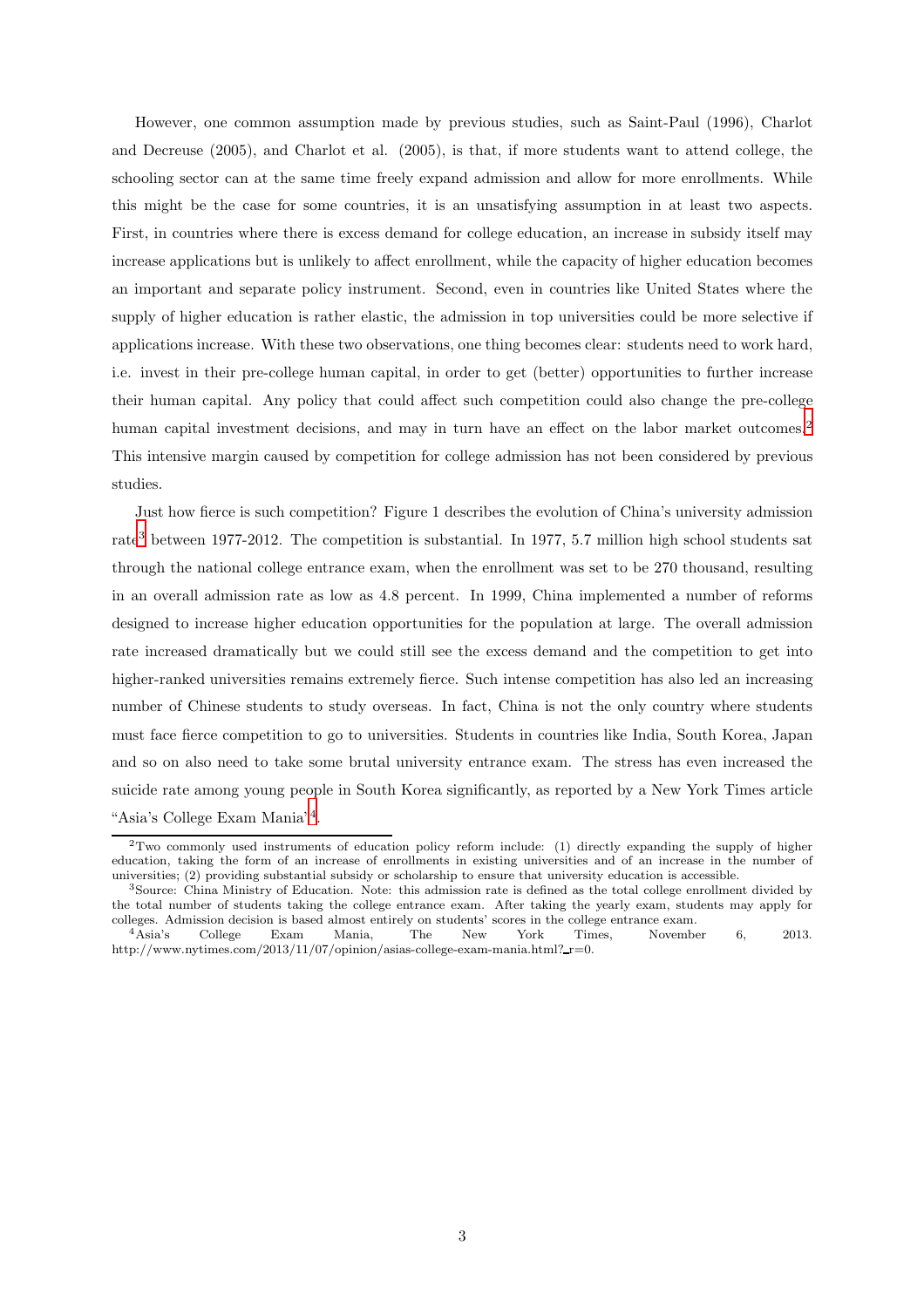However, one common assumption made by previous studies, such as Saint-Paul (1996), Charlot and Decreuse (2005), and Charlot et al. (2005), is that, if more students want to attend college, the schooling sector can at the same time freely expand admission and allow for more enrollments. While this might be the case for some countries, it is an unsatisfying assumption in at least two aspects. First, in countries where there is excess demand for college education, an increase in subsidy itself may increase applications but is unlikely to affect enrollment, while the capacity of higher education becomes an important and separate policy instrument. Second, even in countries like United States where the supply of higher education is rather elastic, the admission in top universities could be more selective if applications increase. With these two observations, one thing becomes clear: students need to work hard, i.e. invest in their pre-college human capital, in order to get (better) opportunities to further increase their human capital. Any policy that could affect such competition could also change the pre-college human capital investment decisions, and may in turn have an effect on the labor market outcomes.[2] This intensive margin caused by competition for college admission has not been considered by previous studies.

Just how fierce is such competition? Figure 1 describes the evolution of China's university admission rate[3] between 1977-2012. The competition is substantial. In 1977, 5.7 million high school students sat through the national college entrance exam, when the enrollment was set to be 270 thousand, resulting in an overall admission rate as low as 4.8 percent. In 1999, China implemented a number of reforms designed to increase higher education opportunities for the population at large. The overall admission rate increased dramatically but we could still see the excess demand and the competition to get into higher-ranked universities remains extremely fierce. Such intense competition has also led an increasing number of Chinese students to study overseas. In fact, China is not the only country where students must face fierce competition to go to universities. Students in countries like India, South Korea, Japan and so on also need to take some brutal university entrance exam. The stress has even increased the suicide rate among young people in South Korea significantly, as reported by a New York Times article "Asia's College Exam Mania"[4].

---

[2] Two commonly used instruments of education policy reform include: (1) directly expanding the supply of higher education, taking the form of an increase of enrollments in existing universities and of an increase in the number of universities; (2) providing substantial subsidy or scholarship to ensure that university education is accessible.

[3] Source: China Ministry of Education. Note: this admission rate is defined as the total college enrollment divided by the total number of students taking the college entrance exam. After taking the yearly exam, students may apply for colleges. Admission decision is based almost entirely on students' scores in the college entrance exam.

[4] Asia's College Exam Mania, The New York Times, November 6, 2013. http://www.nytimes.com/2013/11/07/opinion/asias-college-exam-mania.html?_r=0.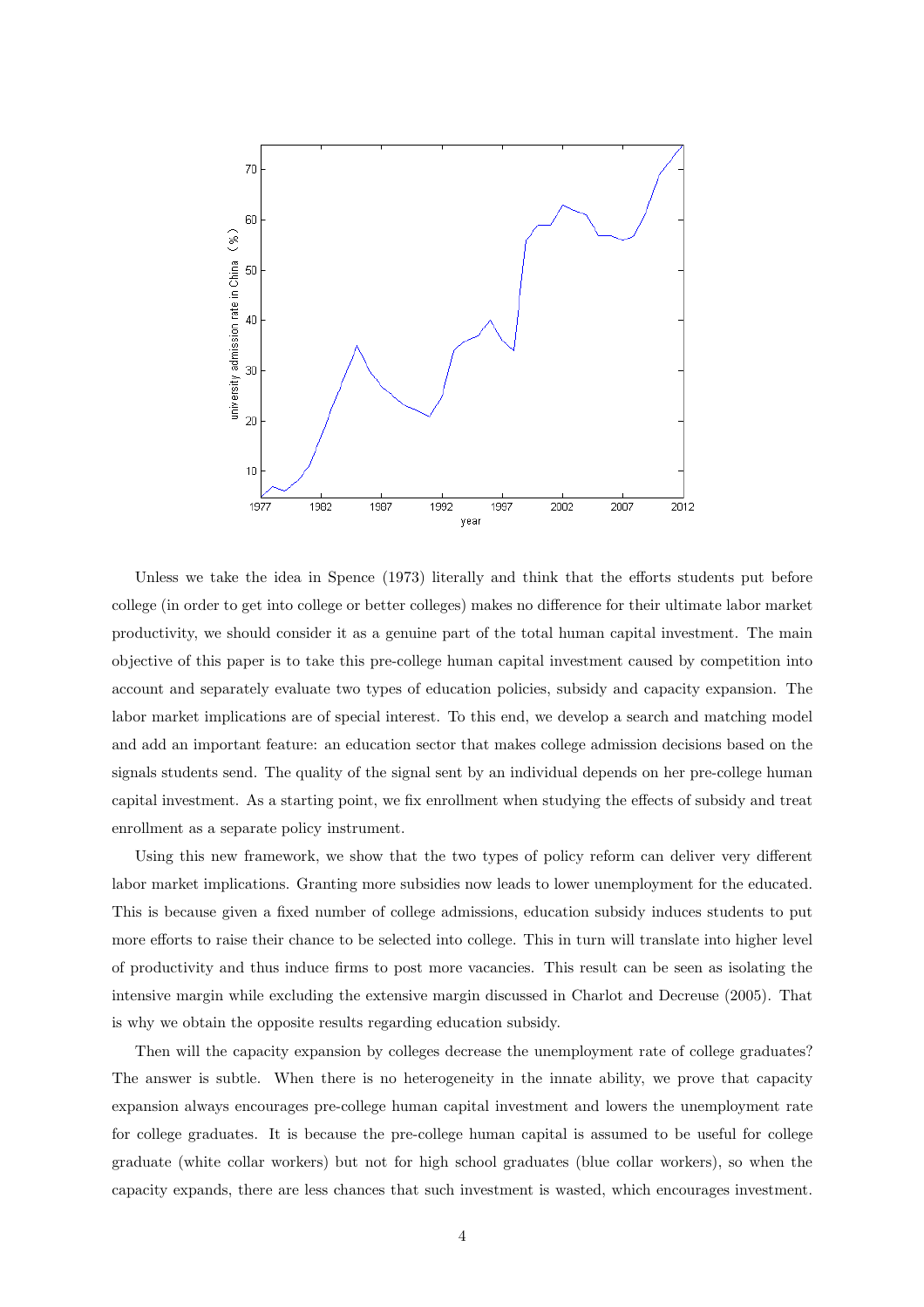Unless we take the idea in Spence (1973) literally and think that the efforts students put before college (in order to get into college or better colleges) makes no difference for their ultimate labor market productivity, we should consider it as a genuine part of the total human capital investment. The main objective of this paper is to take this pre-college human capital investment caused by competition into account and separately evaluate two types of education policies, subsidy and capacity expansion. The labor market implications are of special interest. To this end, we develop a search and matching model and add an important feature: an education sector that makes college admission decisions based on the signals students send. The quality of the signal sent by an individual depends on her pre-college human capital investment. As a starting point, we fix enrollment when studying the effects of subsidy and treat enrollment as a separate policy instrument.

Using this new framework, we show that the two types of policy reform can deliver very different labor market implications. Granting more subsidies now leads to lower unemployment for the educated. This is because given a fixed number of college admissions, education subsidy induces students to put more efforts to raise their chance to be selected into college. This in turn will translate into higher level of productivity and thus induce firms to post more vacancies. This result can be seen as isolating the intensive margin while excluding the extensive margin discussed in Charlot and Decreuse (2005). That is why we obtain the opposite results regarding education subsidy.

Then will the capacity expansion by colleges decrease the unemployment rate of college graduates? The answer is subtle. When there is no heterogeneity in the innate ability, we prove that capacity expansion always encourages pre-college human capital investment and lowers the unemployment rate for college graduates. It is because the pre-college human capital is assumed to be useful for college graduate (white collar workers) but not for high school graduates (blue collar workers), so when the capacity expands, there are less chances that such investment is wasted, which encourages investment.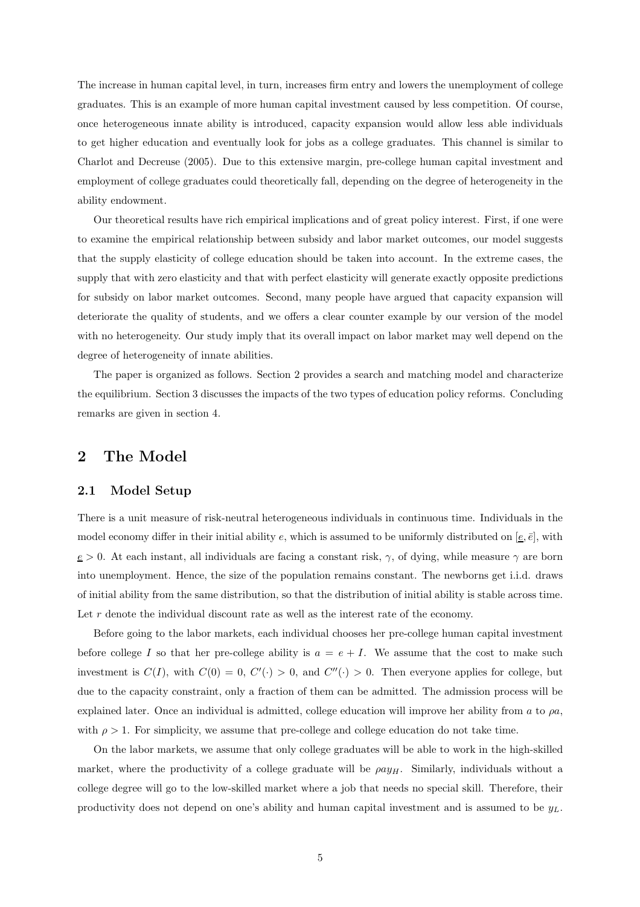The increase in human capital level, in turn, increases firm entry and lowers the unemployment of college graduates. This is an example of more human capital investment caused by less competition. Of course, once heterogeneous innate ability is introduced, capacity expansion would allow less able individuals to get higher education and eventually look for jobs as a college graduates. This channel is similar to Charlot and Decreuse (2005). Due to this extensive margin, pre-college human capital investment and employment of college graduates could theoretically fall, depending on the degree of heterogeneity in the ability endowment.

Our theoretical results have rich empirical implications and of great policy interest. First, if one were to examine the empirical relationship between subsidy and labor market outcomes, our model suggests that the supply elasticity of college education should be taken into account. In the extreme cases, the supply that with zero elasticity and that with perfect elasticity will generate exactly opposite predictions for subsidy on labor market outcomes. Second, many people have argued that capacity expansion will deteriorate the quality of students, and we offers a clear counter example by our version of the model with no heterogeneity. Our study imply that its overall impact on labor market may well depend on the degree of heterogeneity of innate abilities.

The paper is organized as follows. Section 2 provides a search and matching model and characterize the equilibrium. Section 3 discusses the impacts of the two types of education policy reforms. Concluding remarks are given in section 4.

## 2 The Model

### 2.1 Model Setup

There is a unit measure of risk-neutral heterogeneous individuals in continuous time. Individuals in the model economy differ in their initial ability $e$, which is assumed to be uniformly distributed on $[\underline{e}, \bar{e}]$, with $\underline{e} > 0$. At each instant, all individuals are facing a constant risk, $\gamma$, of dying, while measure $\gamma$ are born into unemployment. Hence, the size of the population remains constant. The newborns get i.i.d. draws of initial ability from the same distribution, so that the distribution of initial ability is stable across time. Let $r$ denote the individual discount rate as well as the interest rate of the economy.

Before going to the labor markets, each individual chooses her pre-college human capital investment before college $I$ so that her pre-college ability is $a = e + I$. We assume that the cost to make such investment is $C(I)$, with $C(0) = 0$, $C'(\cdot) > 0$, and $C''(\cdot) > 0$. Then everyone applies for college, but due to the capacity constraint, only a fraction of them can be admitted. The admission process will be explained later. Once an individual is admitted, college education will improve her ability from $a$ to $\rho a$, with $\rho > 1$. For simplicity, we assume that pre-college and college education do not take time.

On the labor markets, we assume that only college graduates will be able to work in the high-skilled market, where the productivity of a college graduate will be $\rho a y_H$. Similarly, individuals without a college degree will go to the low-skilled market where a job that needs no special skill. Therefore, their productivity does not depend on one's ability and human capital investment and is assumed to be $y_L$.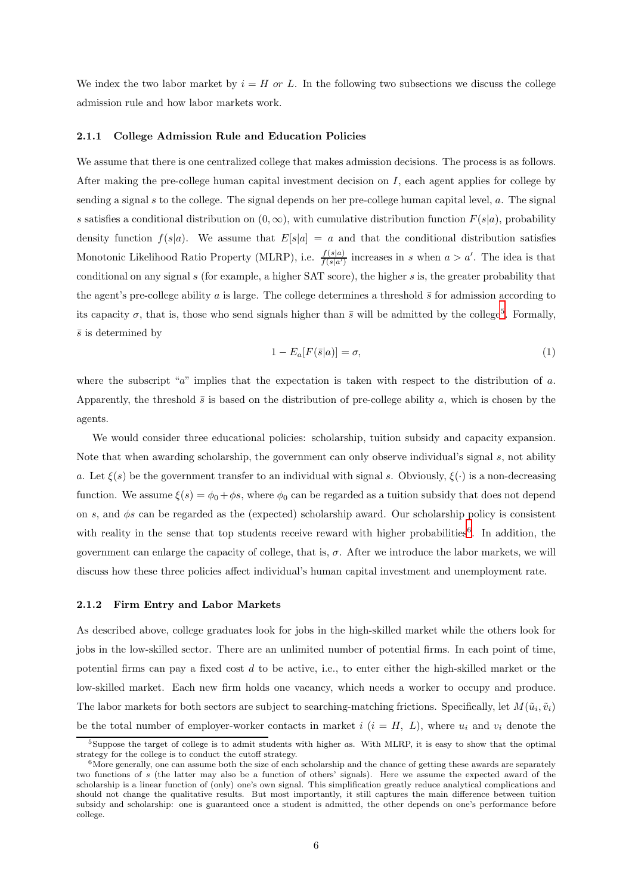We index the two labor market by $i = H$ *or* $L$. In the following two subsections we discuss the college admission rule and how labor markets work.

### 2.1.1 College Admission Rule and Education Policies

We assume that there is one centralized college that makes admission decisions. The process is as follows. After making the pre-college human capital investment decision on $I$, each agent applies for college by sending a signal $s$ to the college. The signal depends on her pre-college human capital level, $a$. The signal $s$ satisfies a conditional distribution on $(0, \infty)$, with cumulative distribution function $F(s|a)$, probability density function $f(s|a)$. We assume that $E[s|a] = a$ and that the conditional distribution satisfies Monotonic Likelihood Ratio Property (MLRP), i.e. $\frac{f(s|a)}{f(s|a')}$ increases in $s$ when $a > a'$. The idea is that conditional on any signal $s$ (for example, a higher SAT score), the higher $s$ is, the greater probability that the agent's pre-college ability $a$ is large. The college determines a threshold $\bar{s}$ for admission according to its capacity $\sigma$, that is, those who send signals higher than $\bar{s}$ will be admitted by the college[5]. Formally, $\bar{s}$ is determined by

$$1 - E_a[F(\bar{s}|a)] = \sigma, \tag{1}$$

where the subscript "$a$" implies that the expectation is taken with respect to the distribution of $a$. Apparently, the threshold $\bar{s}$ is based on the distribution of pre-college ability $a$, which is chosen by the agents.

We would consider three educational policies: scholarship, tuition subsidy and capacity expansion. Note that when awarding scholarship, the government can only observe individual's signal $s$, not ability $a$. Let $\xi(s)$ be the government transfer to an individual with signal $s$. Obviously, $\xi(\cdot)$ is a non-decreasing function. We assume $\xi(s) = \phi_0 + \phi s$, where $\phi_0$ can be regarded as a tuition subsidy that does not depend on $s$, and $\phi s$ can be regarded as the (expected) scholarship award. Our scholarship policy is consistent with reality in the sense that top students receive reward with higher probabilities[6]. In addition, the government can enlarge the capacity of college, that is, $\sigma$. After we introduce the labor markets, we will discuss how these three policies affect individual's human capital investment and unemployment rate.

### 2.1.2 Firm Entry and Labor Markets

As described above, college graduates look for jobs in the high-skilled market while the others look for jobs in the low-skilled sector. There are an unlimited number of potential firms. In each point of time, potential firms can pay a fixed cost $d$ to be active, i.e., to enter either the high-skilled market or the low-skilled market. Each new firm holds one vacancy, which needs a worker to occupy and produce. The labor markets for both sectors are subject to searching-matching frictions. Specifically, let $M(\tilde{u}_i, \tilde{v}_i)$ be the total number of employer-worker contacts in market $i$ ($i = H,\ L$), where $u_i$ and $v_i$ denote the

[5] Suppose the target of college is to admit students with higher $a$s. With MLRP, it is easy to show that the optimal strategy for the college is to conduct the cutoff strategy.

[6] More generally, one can assume both the size of each scholarship and the chance of getting these awards are separately two functions of $s$ (the latter may also be a function of others' signals). Here we assume the expected award of the scholarship is a linear function of (only) one's own signal. This simplification greatly reduce analytical complications and should not change the qualitative results. But most importantly, it still captures the main difference between tuition subsidy and scholarship: one is guaranteed once a student is admitted, the other depends on one's performance before college.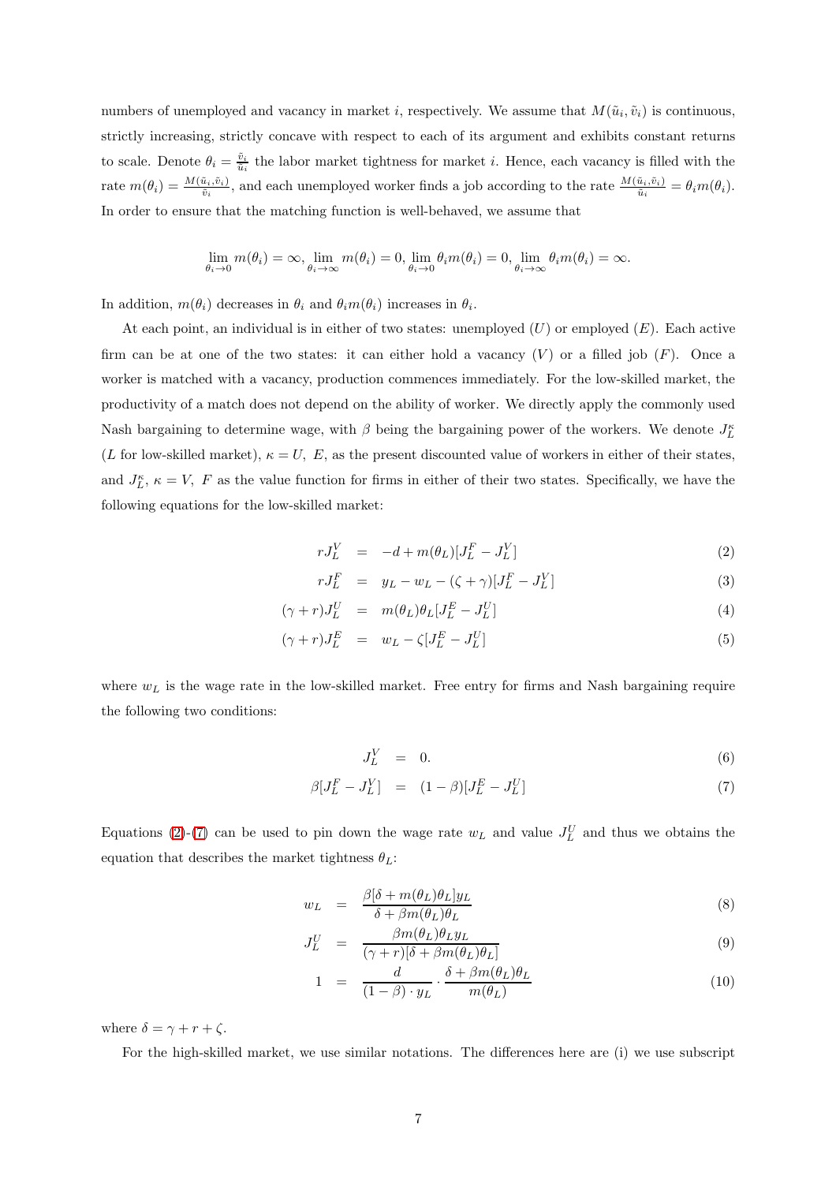numbers of unemployed and vacancy in market $i$, respectively. We assume that $M(\tilde{u}_i, \tilde{v}_i)$ is continuous, strictly increasing, strictly concave with respect to each of its argument and exhibits constant returns to scale. Denote $\theta_i = \frac{\tilde{v}_i}{\tilde{u}_i}$ the labor market tightness for market $i$. Hence, each vacancy is filled with the rate $m(\theta_i) = \frac{M(\tilde{u}_i, \tilde{v}_i)}{\tilde{v}_i}$, and each unemployed worker finds a job according to the rate $\frac{M(\tilde{u}_i, \tilde{v}_i)}{\tilde{u}_i} = \theta_i m(\theta_i)$. In order to ensure that the matching function is well-behaved, we assume that

$$\lim_{\theta_i \to 0} m(\theta_i) = \infty, \lim_{\theta_i \to \infty} m(\theta_i) = 0, \lim_{\theta_i \to 0} \theta_i m(\theta_i) = 0, \lim_{\theta_i \to \infty} \theta_i m(\theta_i) = \infty.$$

In addition, $m(\theta_i)$ decreases in $\theta_i$ and $\theta_i m(\theta_i)$ increases in $\theta_i$.

At each point, an individual is in either of two states: unemployed ($U$) or employed ($E$). Each active firm can be at one of the two states: it can either hold a vacancy ($V$) or a filled job ($F$). Once a worker is matched with a vacancy, production commences immediately. For the low-skilled market, the productivity of a match does not depend on the ability of worker. We directly apply the commonly used Nash bargaining to determine wage, with $\beta$ being the bargaining power of the workers. We denote $J_L^\kappa$ ($L$ for low-skilled market), $\kappa = U,\ E$, as the present discounted value of workers in either of their states, and $J_L^\kappa$, $\kappa = V,\ F$ as the value function for firms in either of their two states. Specifically, we have the following equations for the low-skilled market:

$$rJ_L^V = -d + m(\theta_L)[J_L^F - J_L^V] \tag{2}$$

$$rJ_L^F = y_L - w_L - (\zeta + \gamma)[J_L^F - J_L^V] \tag{3}$$

$$(\gamma + r)J_L^U = m(\theta_L)\theta_L[J_L^E - J_L^U] \tag{4}$$

$$(\gamma + r)J_L^E = w_L - \zeta[J_L^E - J_L^U] \tag{5}$$

where $w_L$ is the wage rate in the low-skilled market. Free entry for firms and Nash bargaining require the following two conditions:

$$J_L^V = 0. \tag{6}$$

$$\beta[J_L^F - J_L^V] = (1 - \beta)[J_L^E - J_L^U] \tag{7}$$

Equations (2)-(7) can be used to pin down the wage rate $w_L$ and value $J_L^U$ and thus we obtains the equation that describes the market tightness $\theta_L$:

$$w_L = \frac{\beta[\delta + m(\theta_L)\theta_L]y_L}{\delta + \beta m(\theta_L)\theta_L} \tag{8}$$

$$J_L^U = \frac{\beta m(\theta_L)\theta_L y_L}{(\gamma + r)[\delta + \beta m(\theta_L)\theta_L]} \tag{9}$$

$$1 = \frac{d}{(1 - \beta) \cdot y_L} \cdot \frac{\delta + \beta m(\theta_L)\theta_L}{m(\theta_L)} \tag{10}$$

where $\delta = \gamma + r + \zeta$.

For the high-skilled market, we use similar notations. The differences here are (i) we use subscript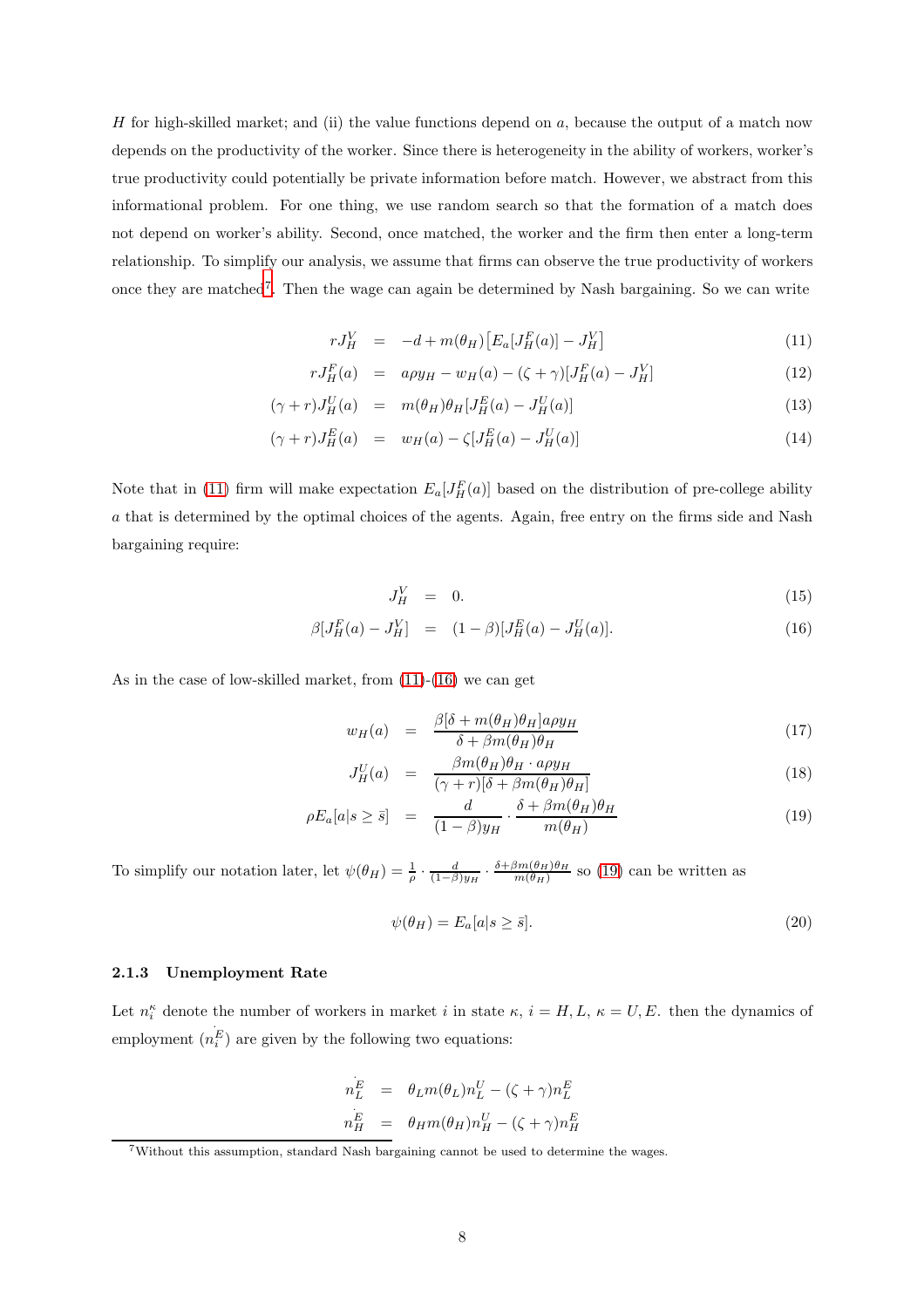$H$ for high-skilled market; and (ii) the value functions depend on $a$, because the output of a match now depends on the productivity of the worker. Since there is heterogeneity in the ability of workers, worker's true productivity could potentially be private information before match. However, we abstract from this informational problem. For one thing, we use random search so that the formation of a match does not depend on worker's ability. Second, once matched, the worker and the firm then enter a long-term relationship. To simplify our analysis, we assume that firms can observe the true productivity of workers once they are matched[7]. Then the wage can again be determined by Nash bargaining. So we can write

$$
\begin{aligned}
rJ_H^V &= -d + m(\theta_H)\big[E_a[J_H^F(a)] - J_H^V\big] && (11)\\
rJ_H^F(a) &= a\rho y_H - w_H(a) - (\zeta+\gamma)[J_H^F(a) - J_H^V] && (12)\\
(\gamma + r)J_H^U(a) &= m(\theta_H)\theta_H[J_H^E(a) - J_H^U(a)] && (13)\\
(\gamma + r)J_H^E(a) &= w_H(a) - \zeta[J_H^E(a) - J_H^U(a)] && (14)
\end{aligned}
$$

Note that in (11) firm will make expectation $E_a[J_H^F(a)]$ based on the distribution of pre-college ability $a$ that is determined by the optimal choices of the agents. Again, free entry on the firms side and Nash bargaining require:

$$
\begin{aligned}
J_H^V &= 0. && (15)\\
\beta[J_H^F(a) - J_H^V] &= (1-\beta)[J_H^E(a) - J_H^U(a)]. && (16)
\end{aligned}
$$

As in the case of low-skilled market, from (11)-(16) we can get

$$
\begin{aligned}
w_H(a) &= \frac{\beta[\delta + m(\theta_H)\theta_H]a\rho y_H}{\delta + \beta m(\theta_H)\theta_H} && (17)\\
J_H^U(a) &= \frac{\beta m(\theta_H)\theta_H \cdot a\rho y_H}{(\gamma + r)[\delta + \beta m(\theta_H)\theta_H]} && (18)\\
\rho E_a[a|s \geq \bar{s}] &= \frac{d}{(1-\beta)y_H} \cdot \frac{\delta + \beta m(\theta_H)\theta_H}{m(\theta_H)} && (19)
\end{aligned}
$$

To simplify our notation later, let $\psi(\theta_H) = \frac{1}{\rho} \cdot \frac{d}{(1-\beta)y_H} \cdot \frac{\delta + \beta m(\theta_H)\theta_H}{m(\theta_H)}$ so (19) can be written as

$$
\psi(\theta_H) = E_a[a|s \geq \bar{s}]. \tag{20}
$$

### 2.1.3 Unemployment Rate

Let $n_i^\kappa$ denote the number of workers in market $i$ in state $\kappa$, $i = H, L$, $\kappa = U, E$. then the dynamics of employment ($\dot{n_i^E}$) are given by the following two equations:

$$
\begin{aligned}
\dot{n_L^E} &= \theta_L m(\theta_L) n_L^U - (\zeta + \gamma) n_L^E\\
\dot{n_H^E} &= \theta_H m(\theta_H) n_H^U - (\zeta + \gamma) n_H^E
\end{aligned}
$$

[7] Without this assumption, standard Nash bargaining cannot be used to determine the wages.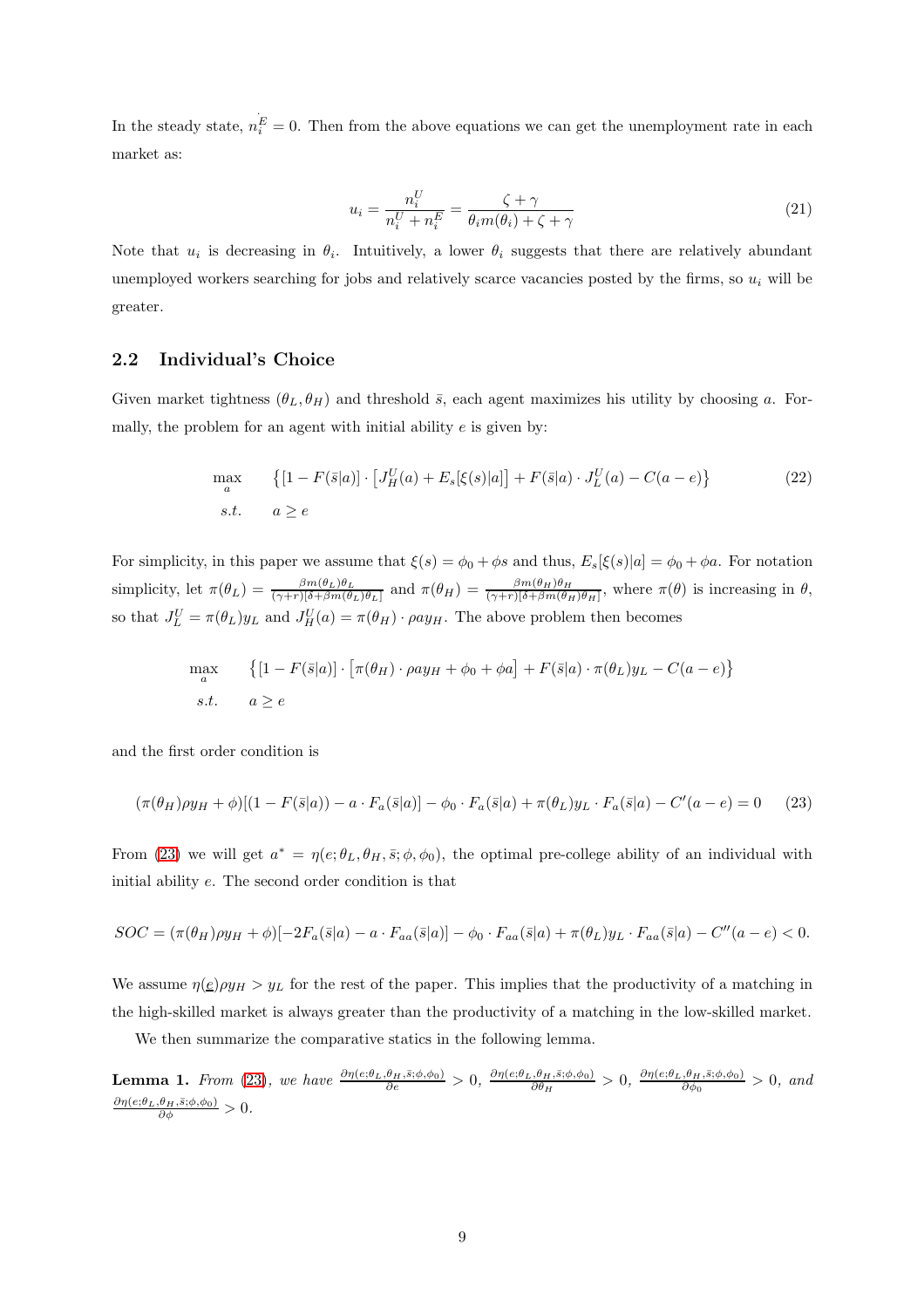In the steady state, $\dot{n_i^E} = 0$. Then from the above equations we can get the unemployment rate in each market as:

$$u_i = \frac{n_i^U}{n_i^U + n_i^E} = \frac{\zeta + \gamma}{\theta_i m(\theta_i) + \zeta + \gamma} \tag{21}$$

Note that $u_i$ is decreasing in $\theta_i$. Intuitively, a lower $\theta_i$ suggests that there are relatively abundant unemployed workers searching for jobs and relatively scarce vacancies posted by the firms, so $u_i$ will be greater.

## 2.2 Individual's Choice

Given market tightness $(\theta_L, \theta_H)$ and threshold $\bar{s}$, each agent maximizes his utility by choosing $a$. Formally, the problem for an agent with initial ability $e$ is given by:

$$\begin{aligned} \max_{a} \quad & \left\{ [1 - F(\bar{s}|a)] \cdot \left[ J_H^U(a) + E_s[\xi(s)|a] \right] + F(\bar{s}|a) \cdot J_L^U(a) - C(a - e) \right\} \\ s.t. \quad & a \geq e \end{aligned} \tag{22}$$

For simplicity, in this paper we assume that $\xi(s) = \phi_0 + \phi s$ and thus, $E_s[\xi(s)|a] = \phi_0 + \phi a$. For notation simplicity, let $\pi(\theta_L) = \frac{\beta m(\theta_L)\theta_L}{(\gamma+r)[\delta+\beta m(\theta_L)\theta_L]}$ and $\pi(\theta_H) = \frac{\beta m(\theta_H)\theta_H}{(\gamma+r)[\delta+\beta m(\theta_H)\theta_H]}$, where $\pi(\theta)$ is increasing in $\theta$, so that $J_L^U = \pi(\theta_L) y_L$ and $J_H^U(a) = \pi(\theta_H) \cdot \rho a y_H$. The above problem then becomes

$$\begin{aligned} \max_{a} \quad & \left\{ [1 - F(\bar{s}|a)] \cdot \left[ \pi(\theta_H) \cdot \rho a y_H + \phi_0 + \phi a \right] + F(\bar{s}|a) \cdot \pi(\theta_L) y_L - C(a - e) \right\} \\ s.t. \quad & a \geq e \end{aligned}$$

and the first order condition is

$$(\pi(\theta_H)\rho y_H + \phi)[(1 - F(\bar{s}|a)) - a \cdot F_a(\bar{s}|a)] - \phi_0 \cdot F_a(\bar{s}|a) + \pi(\theta_L) y_L \cdot F_a(\bar{s}|a) - C'(a - e) = 0 \tag{23}$$

From (23) we will get $a^* = \eta(e; \theta_L, \theta_H, \bar{s}; \phi, \phi_0)$, the optimal pre-college ability of an individual with initial ability $e$. The second order condition is that

$$SOC = (\pi(\theta_H)\rho y_H + \phi)[-2F_a(\bar{s}|a) - a \cdot F_{aa}(\bar{s}|a)] - \phi_0 \cdot F_{aa}(\bar{s}|a) + \pi(\theta_L) y_L \cdot F_{aa}(\bar{s}|a) - C''(a - e) < 0.$$

We assume $\eta(\underline{e})\rho y_H > y_L$ for the rest of the paper. This implies that the productivity of a matching in the high-skilled market is always greater than the productivity of a matching in the low-skilled market.

We then summarize the comparative statics in the following lemma.

**Lemma 1.** *From (23), we have* $\frac{\partial \eta(e;\theta_L,\theta_H,\bar{s};\phi,\phi_0)}{\partial e} > 0$, $\frac{\partial \eta(e;\theta_L,\theta_H,\bar{s};\phi,\phi_0)}{\partial \theta_H} > 0$, $\frac{\partial \eta(e;\theta_L,\theta_H,\bar{s};\phi,\phi_0)}{\partial \phi_0} > 0$, *and* $\frac{\partial \eta(e;\theta_L,\theta_H,\bar{s};\phi,\phi_0)}{\partial \phi} > 0$.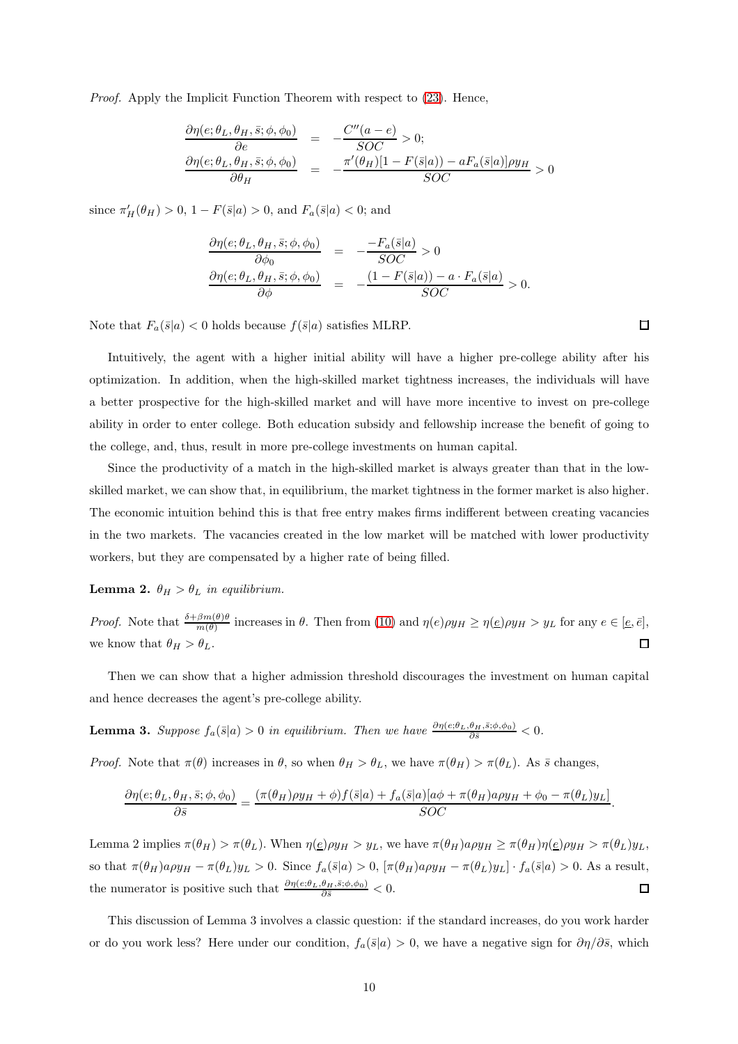*Proof.* Apply the Implicit Function Theorem with respect to (23). Hence,

$$
\begin{aligned}
\frac{\partial \eta(e;\theta_L,\theta_H,\bar{s};\phi,\phi_0)}{\partial e} &= -\frac{C''(a-e)}{SOC} > 0; \\
\frac{\partial \eta(e;\theta_L,\theta_H,\bar{s};\phi,\phi_0)}{\partial \theta_H} &= -\frac{\pi'(\theta_H)[1-F(\bar{s}|a)) - aF_a(\bar{s}|a)]\rho y_H}{SOC} > 0
\end{aligned}
$$

since $\pi'_H(\theta_H) > 0$, $1 - F(\bar{s}|a) > 0$, and $F_a(\bar{s}|a) < 0$; and

$$
\begin{aligned}
\frac{\partial \eta(e;\theta_L,\theta_H,\bar{s};\phi,\phi_0)}{\partial \phi_0} &= -\frac{-F_a(\bar{s}|a)}{SOC} > 0 \\
\frac{\partial \eta(e;\theta_L,\theta_H,\bar{s};\phi,\phi_0)}{\partial \phi} &= -\frac{(1-F(\bar{s}|a)) - a\cdot F_a(\bar{s}|a)}{SOC} > 0.
\end{aligned}
$$

Note that $F_a(\bar{s}|a) < 0$ holds because $f(\bar{s}|a)$ satisfies MLRP. ◻

Intuitively, the agent with a higher initial ability will have a higher pre-college ability after his optimization. In addition, when the high-skilled market tightness increases, the individuals will have a better prospective for the high-skilled market and will have more incentive to invest on pre-college ability in order to enter college. Both education subsidy and fellowship increase the benefit of going to the college, and, thus, result in more pre-college investments on human capital.

Since the productivity of a match in the high-skilled market is always greater than that in the low-skilled market, we can show that, in equilibrium, the market tightness in the former market is also higher. The economic intuition behind this is that free entry makes firms indifferent between creating vacancies in the two markets. The vacancies created in the low market will be matched with lower productivity workers, but they are compensated by a higher rate of being filled.

**Lemma 2.** *$\theta_H > \theta_L$ in equilibrium.*

*Proof.* Note that $\frac{\delta+\beta m(\theta)\theta}{m(\theta)}$ increases in $\theta$. Then from (10) and $\eta(e)\rho y_H \geq \eta(\underline{e})\rho y_H > y_L$ for any $e \in [\underline{e}, \bar{e}]$, we know that $\theta_H > \theta_L$. ◻

Then we can show that a higher admission threshold discourages the investment on human capital and hence decreases the agent's pre-college ability.

**Lemma 3.** *Suppose $f_a(\bar{s}|a) > 0$ in equilibrium. Then we have $\frac{\partial \eta(e;\theta_L,\theta_H,\bar{s};\phi,\phi_0)}{\partial \bar{s}} < 0$.*

*Proof.* Note that $\pi(\theta)$ increases in $\theta$, so when $\theta_H > \theta_L$, we have $\pi(\theta_H) > \pi(\theta_L)$. As $\bar{s}$ changes,

$$
\frac{\partial \eta(e;\theta_L,\theta_H,\bar{s};\phi,\phi_0)}{\partial \bar{s}} = \frac{(\pi(\theta_H)\rho y_H + \phi)f(\bar{s}|a) + f_a(\bar{s}|a)[a\phi + \pi(\theta_H)a\rho y_H + \phi_0 - \pi(\theta_L)y_L]}{SOC}.
$$

Lemma 2 implies $\pi(\theta_H) > \pi(\theta_L)$. When $\eta(\underline{e})\rho y_H > y_L$, we have $\pi(\theta_H)a\rho y_H \geq \pi(\theta_H)\eta(\underline{e})\rho y_H > \pi(\theta_L)y_L$, so that $\pi(\theta_H)a\rho y_H - \pi(\theta_L)y_L > 0$. Since $f_a(\bar{s}|a) > 0$, $[\pi(\theta_H)a\rho y_H - \pi(\theta_L)y_L]\cdot f_a(\bar{s}|a) > 0$. As a result, the numerator is positive such that $\frac{\partial \eta(e;\theta_L,\theta_H,\bar{s};\phi,\phi_0)}{\partial \bar{s}} < 0$. ◻

This discussion of Lemma 3 involves a classic question: if the standard increases, do you work harder or do you work less? Here under our condition, $f_a(\bar{s}|a) > 0$, we have a negative sign for $\partial\eta/\partial\bar{s}$, which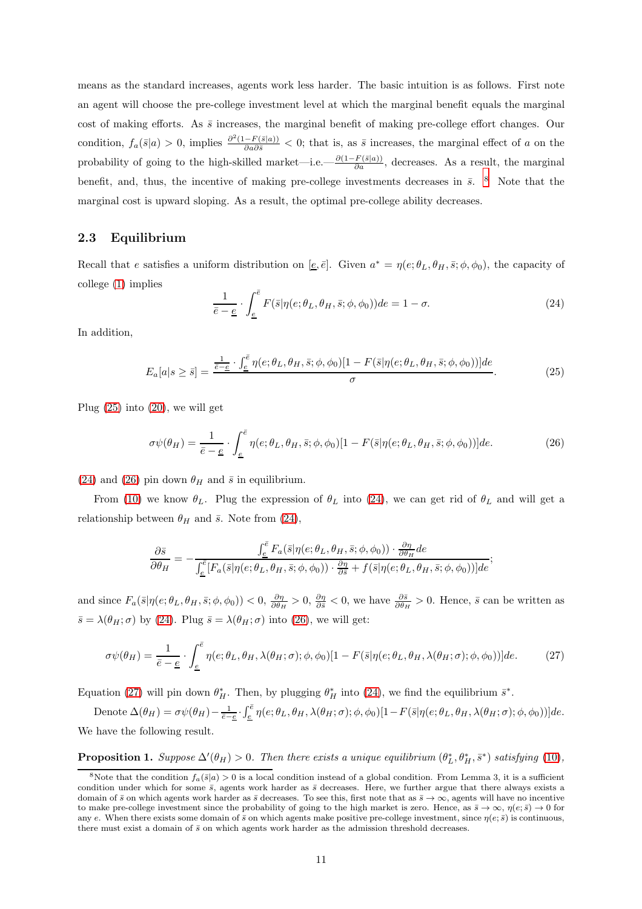means as the standard increases, agents work less harder. The basic intuition is as follows. First note an agent will choose the pre-college investment level at which the marginal benefit equals the marginal cost of making efforts. As $\bar{s}$ increases, the marginal benefit of making pre-college effort changes. Our condition, $f_a(\bar{s}|a) > 0$, implies $\frac{\partial^2(1-F(\bar{s}|a))}{\partial a \partial \bar{s}} < 0$; that is, as $\bar{s}$ increases, the marginal effect of $a$ on the probability of going to the high-skilled market—i.e.—$\frac{\partial(1-F(\bar{s}|a))}{\partial a}$, decreases. As a result, the marginal benefit, and, thus, the incentive of making pre-college investments decreases in $\bar{s}$. [8] Note that the marginal cost is upward sloping. As a result, the optimal pre-college ability decreases.

## 2.3 Equilibrium

Recall that $e$ satisfies a uniform distribution on $[\underline{e}, \bar{e}]$. Given $a^* = \eta(e; \theta_L, \theta_H, \bar{s}; \phi, \phi_0)$, the capacity of college (1) implies

$$\frac{1}{\bar{e}-\underline{e}} \cdot \int_{\underline{e}}^{\bar{e}} F(\bar{s}|\eta(e; \theta_L, \theta_H, \bar{s}; \phi, \phi_0))de = 1 - \sigma. \tag{24}$$

In addition,

$$E_a[a|s \geq \bar{s}] = \frac{\frac{1}{\bar{e}-\underline{e}} \cdot \int_{\underline{e}}^{\bar{e}} \eta(e; \theta_L, \theta_H, \bar{s}; \phi, \phi_0)[1 - F(\bar{s}|\eta(e; \theta_L, \theta_H, \bar{s}; \phi, \phi_0))]de}{\sigma}. \tag{25}$$

Plug (25) into (20), we will get

$$\sigma\psi(\theta_H) = \frac{1}{\bar{e}-\underline{e}} \cdot \int_{\underline{e}}^{\bar{e}} \eta(e; \theta_L, \theta_H, \bar{s}; \phi, \phi_0)[1 - F(\bar{s}|\eta(e; \theta_L, \theta_H, \bar{s}; \phi, \phi_0))]de. \tag{26}$$

(24) and (26) pin down $\theta_H$ and $\bar{s}$ in equilibrium.

From (10) we know $\theta_L$. Plug the expression of $\theta_L$ into (24), we can get rid of $\theta_L$ and will get a relationship between $\theta_H$ and $\bar{s}$. Note from (24),

$$\frac{\partial \bar{s}}{\partial \theta_H} = -\frac{\int_{\underline{e}}^{\bar{e}} F_a(\bar{s}|\eta(e; \theta_L, \theta_H, \bar{s}; \phi, \phi_0)) \cdot \frac{\partial \eta}{\partial \theta_H} de}{\int_{\underline{e}}^{\bar{e}} [F_a(\bar{s}|\eta(e; \theta_L, \theta_H, \bar{s}; \phi, \phi_0)) \cdot \frac{\partial \eta}{\partial \bar{s}} + f(\bar{s}|\eta(e; \theta_L, \theta_H, \bar{s}; \phi, \phi_0))]de};$$

and since $F_a(\bar{s}|\eta(e; \theta_L, \theta_H, \bar{s}; \phi, \phi_0)) < 0$, $\frac{\partial \eta}{\partial \theta_H} > 0$, $\frac{\partial \eta}{\partial \bar{s}} < 0$, we have $\frac{\partial \bar{s}}{\partial \theta_H} > 0$. Hence, $\bar{s}$ can be written as $\bar{s} = \lambda(\theta_H; \sigma)$ by (24). Plug $\bar{s} = \lambda(\theta_H; \sigma)$ into (26), we will get:

$$\sigma\psi(\theta_H) = \frac{1}{\bar{e}-\underline{e}} \cdot \int_{\underline{e}}^{\bar{e}} \eta(e; \theta_L, \theta_H, \lambda(\theta_H; \sigma); \phi, \phi_0)[1 - F(\bar{s}|\eta(e; \theta_L, \theta_H, \lambda(\theta_H; \sigma); \phi, \phi_0))]de. \tag{27}$$

Equation (27) will pin down $\theta_H^*$. Then, by plugging $\theta_H^*$ into (24), we find the equilibrium $\bar{s}^*$.

Denote $\Delta(\theta_H) = \sigma\psi(\theta_H) - \frac{1}{\bar{e}-\underline{e}} \cdot \int_{\underline{e}}^{\bar{e}} \eta(e; \theta_L, \theta_H, \lambda(\theta_H; \sigma); \phi, \phi_0)[1 - F(\bar{s}|\eta(e; \theta_L, \theta_H, \lambda(\theta_H; \sigma); \phi, \phi_0))]de$. We have the following result.

**Proposition 1.** *Suppose $\Delta'(\theta_H) > 0$. Then there exists a unique equilibrium $(\theta_L^*, \theta_H^*, \bar{s}^*)$ satisfying (10),*

[8] Note that the condition $f_a(\bar{s}|a) > 0$ is a local condition instead of a global condition. From Lemma 3, it is a sufficient condition under which for some $\bar{s}$, agents work harder as $\bar{s}$ decreases. Here, we further argue that there always exists a domain of $\bar{s}$ on which agents work harder as $\bar{s}$ decreases. To see this, first note that as $\bar{s} \to \infty$, agents will have no incentive to make pre-college investment since the probability of going to the high market is zero. Hence, as $\bar{s} \to \infty$, $\eta(e; \bar{s}) \to 0$ for any $e$. When there exists some domain of $\bar{s}$ on which agents make positive pre-college investment, since $\eta(e; \bar{s})$ is continuous, there must exist a domain of $\bar{s}$ on which agents work harder as the admission threshold decreases.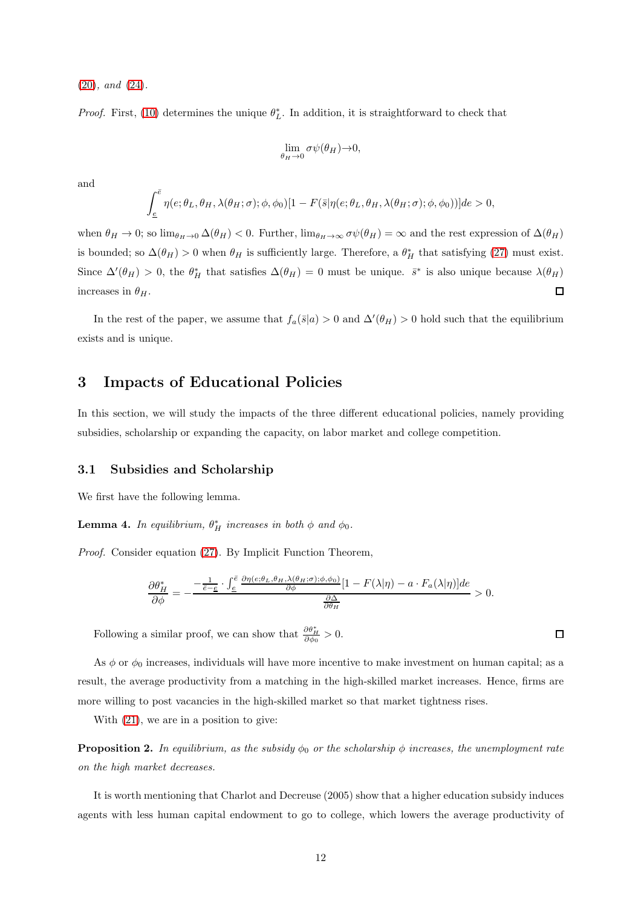(20), *and* (24).

*Proof.* First, (10) determines the unique $\theta_L^*$. In addition, it is straightforward to check that

$$\lim_{\theta_H \to 0} \sigma\psi(\theta_H) \to 0,$$

and

$$\int_{\underline{e}}^{\bar{e}} \eta(e;\theta_L,\theta_H,\lambda(\theta_H;\sigma);\phi,\phi_0)[1 - F(\bar{s}|\eta(e;\theta_L,\theta_H,\lambda(\theta_H;\sigma);\phi,\phi_0))]de > 0,$$

when $\theta_H \to 0$; so $\lim_{\theta_H \to 0} \Delta(\theta_H) < 0$. Further, $\lim_{\theta_H \to \infty} \sigma\psi(\theta_H) = \infty$ and the rest expression of $\Delta(\theta_H)$ is bounded; so $\Delta(\theta_H) > 0$ when $\theta_H$ is sufficiently large. Therefore, a $\theta_H^*$ that satisfying (27) must exist. Since $\Delta'(\theta_H) > 0$, the $\theta_H^*$ that satisfies $\Delta(\theta_H) = 0$ must be unique. $\bar{s}^*$ is also unique because $\lambda(\theta_H)$ increases in $\theta_H$. ☐

In the rest of the paper, we assume that $f_a(\bar{s}|a) > 0$ and $\Delta'(\theta_H) > 0$ hold such that the equilibrium exists and is unique.

## 3 Impacts of Educational Policies

In this section, we will study the impacts of the three different educational policies, namely providing subsidies, scholarship or expanding the capacity, on labor market and college competition.

### 3.1 Subsidies and Scholarship

We first have the following lemma.

**Lemma 4.** *In equilibrium, $\theta_H^*$ increases in both $\phi$ and $\phi_0$.*

*Proof.* Consider equation (27). By Implicit Function Theorem,

$$\frac{\partial \theta_H^*}{\partial \phi} = -\frac{-\frac{1}{\bar{e}-\underline{e}} \cdot \int_{\underline{e}}^{\bar{e}} \frac{\partial \eta(e;\theta_L,\theta_H,\lambda(\theta_H;\sigma);\phi,\phi_0)}{\partial \phi}[1 - F(\lambda|\eta) - a \cdot F_a(\lambda|\eta)]de}{\frac{\partial \Delta}{\partial \theta_H}} > 0.$$

Following a similar proof, we can show that $\frac{\partial \theta_H^*}{\partial \phi_0} > 0$. ☐

As $\phi$ or $\phi_0$ increases, individuals will have more incentive to make investment on human capital; as a result, the average productivity from a matching in the high-skilled market increases. Hence, firms are more willing to post vacancies in the high-skilled market so that market tightness rises.

With (21), we are in a position to give:

**Proposition 2.** *In equilibrium, as the subsidy $\phi_0$ or the scholarship $\phi$ increases, the unemployment rate on the high market decreases.*

It is worth mentioning that Charlot and Decreuse (2005) show that a higher education subsidy induces agents with less human capital endowment to go to college, which lowers the average productivity of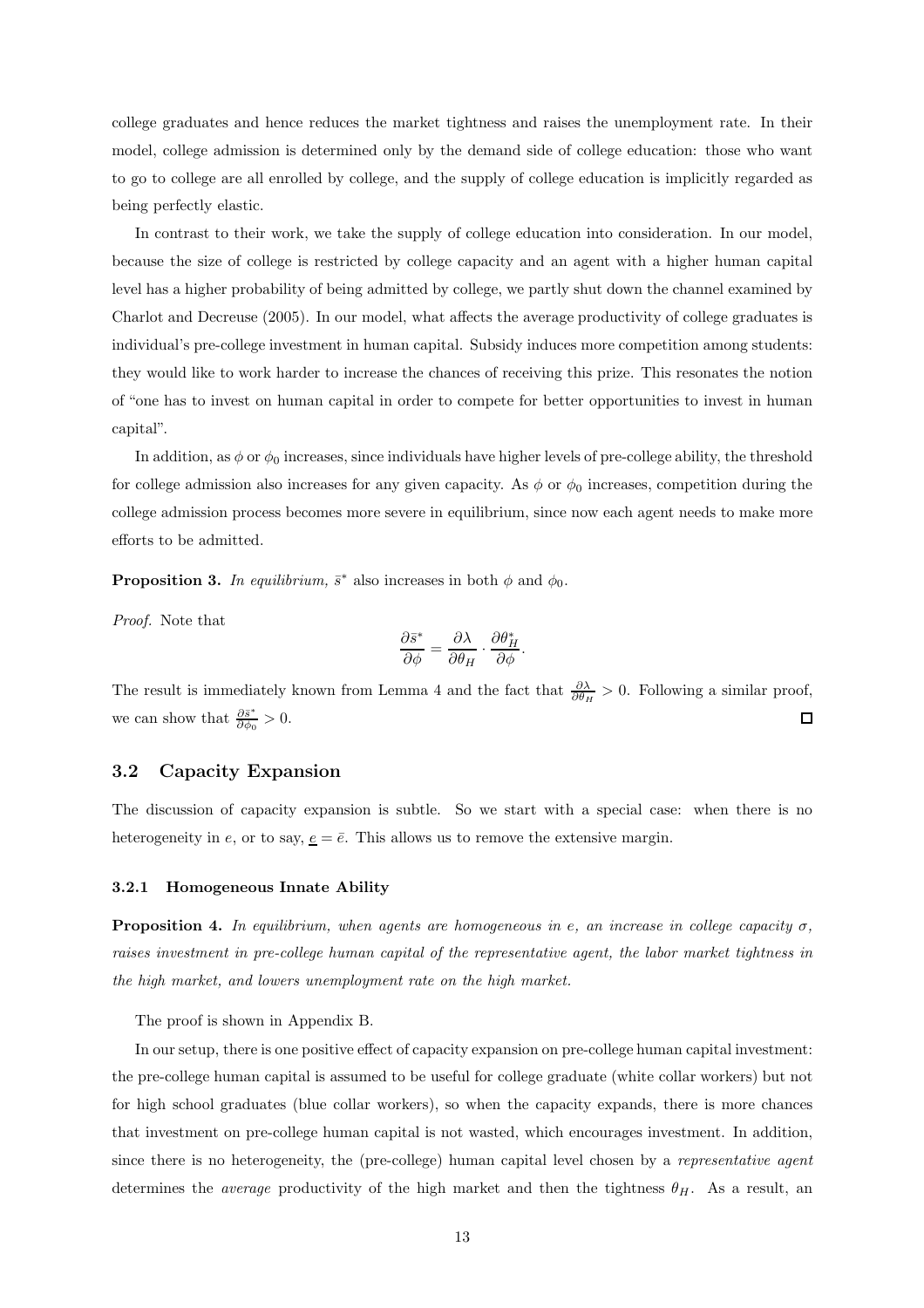college graduates and hence reduces the market tightness and raises the unemployment rate. In their model, college admission is determined only by the demand side of college education: those who want to go to college are all enrolled by college, and the supply of college education is implicitly regarded as being perfectly elastic.

In contrast to their work, we take the supply of college education into consideration. In our model, because the size of college is restricted by college capacity and an agent with a higher human capital level has a higher probability of being admitted by college, we partly shut down the channel examined by Charlot and Decreuse (2005). In our model, what affects the average productivity of college graduates is individual's pre-college investment in human capital. Subsidy induces more competition among students: they would like to work harder to increase the chances of receiving this prize. This resonates the notion of "one has to invest on human capital in order to compete for better opportunities to invest in human capital".

In addition, as $\phi$ or $\phi_0$ increases, since individuals have higher levels of pre-college ability, the threshold for college admission also increases for any given capacity. As $\phi$ or $\phi_0$ increases, competition during the college admission process becomes more severe in equilibrium, since now each agent needs to make more efforts to be admitted.

**Proposition 3.** *In equilibrium,* $\bar{s}^*$ also *increases in both* $\phi$ *and* $\phi_0$.

*Proof.* Note that

$$\frac{\partial \bar{s}^*}{\partial \phi} = \frac{\partial \lambda}{\partial \theta_H} \cdot \frac{\partial \theta_H^*}{\partial \phi}.$$

The result is immediately known from Lemma 4 and the fact that $\frac{\partial \lambda}{\partial \theta_H} > 0$. Following a similar proof, we can show that $\frac{\partial \bar{s}^*}{\partial \phi_0} > 0$. ∎

## 3.2 Capacity Expansion

The discussion of capacity expansion is subtle. So we start with a special case: when there is no heterogeneity in $e$, or to say, $\underline{e} = \bar{e}$. This allows us to remove the extensive margin.

### 3.2.1 Homogeneous Innate Ability

**Proposition 4.** *In equilibrium, when agents are homogeneous in* $e$*, an increase in college capacity* $\sigma$*, raises investment in pre-college human capital of the representative agent, the labor market tightness in the high market, and lowers unemployment rate on the high market.*

The proof is shown in Appendix B.

In our setup, there is one positive effect of capacity expansion on pre-college human capital investment: the pre-college human capital is assumed to be useful for college graduate (white collar workers) but not for high school graduates (blue collar workers), so when the capacity expands, there is more chances that investment on pre-college human capital is not wasted, which encourages investment. In addition, since there is no heterogeneity, the (pre-college) human capital level chosen by a *representative agent* determines the *average* productivity of the high market and then the tightness $\theta_H$. As a result, an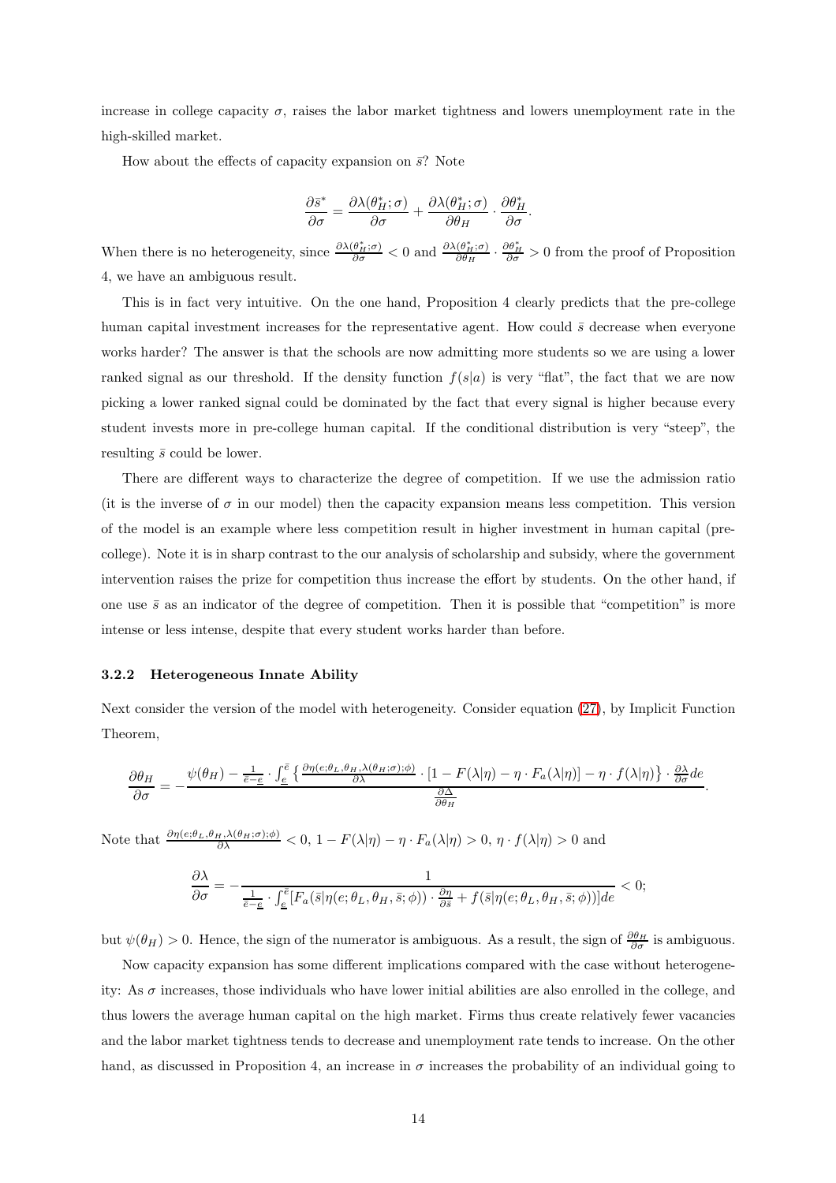increase in college capacity $\sigma$, raises the labor market tightness and lowers unemployment rate in the high-skilled market.

How about the effects of capacity expansion on $\bar{s}$? Note

$$\frac{\partial \bar{s}^*}{\partial \sigma} = \frac{\partial \lambda(\theta_H^*;\sigma)}{\partial \sigma} + \frac{\partial \lambda(\theta_H^*;\sigma)}{\partial \theta_H} \cdot \frac{\partial \theta_H^*}{\partial \sigma}.$$

When there is no heterogeneity, since $\frac{\partial \lambda(\theta_H^*;\sigma)}{\partial \sigma} < 0$ and $\frac{\partial \lambda(\theta_H^*;\sigma)}{\partial \theta_H} \cdot \frac{\partial \theta_H^*}{\partial \sigma} > 0$ from the proof of Proposition 4, we have an ambiguous result.

This is in fact very intuitive. On the one hand, Proposition 4 clearly predicts that the pre-college human capital investment increases for the representative agent. How could $\bar{s}$ decrease when everyone works harder? The answer is that the schools are now admitting more students so we are using a lower ranked signal as our threshold. If the density function $f(s|a)$ is very "flat", the fact that we are now picking a lower ranked signal could be dominated by the fact that every signal is higher because every student invests more in pre-college human capital. If the conditional distribution is very "steep", the resulting $\bar{s}$ could be lower.

There are different ways to characterize the degree of competition. If we use the admission ratio (it is the inverse of $\sigma$ in our model) then the capacity expansion means less competition. This version of the model is an example where less competition result in higher investment in human capital (pre-college). Note it is in sharp contrast to the our analysis of scholarship and subsidy, where the government intervention raises the prize for competition thus increase the effort by students. On the other hand, if one use $\bar{s}$ as an indicator of the degree of competition. Then it is possible that "competition" is more intense or less intense, despite that every student works harder than before.

### 3.2.2 Heterogeneous Innate Ability

Next consider the version of the model with heterogeneity. Consider equation (27), by Implicit Function Theorem,

$$\frac{\partial \theta_H}{\partial \sigma} = -\frac{\psi(\theta_H) - \frac{1}{\bar{e}-\underline{e}} \cdot \int_{\underline{e}}^{\bar{e}} \left\{ \frac{\partial \eta(e;\theta_L,\theta_H,\lambda(\theta_H;\sigma);\phi)}{\partial \lambda} \cdot [1 - F(\lambda|\eta) - \eta \cdot F_a(\lambda|\eta)] - \eta \cdot f(\lambda|\eta) \right\} \cdot \frac{\partial \lambda}{\partial \sigma} de}{\frac{\partial \Delta}{\partial \theta_H}}.$$

Note that $\frac{\partial \eta(e;\theta_L,\theta_H,\lambda(\theta_H;\sigma);\phi)}{\partial \lambda} < 0$, $1 - F(\lambda|\eta) - \eta \cdot F_a(\lambda|\eta) > 0$, $\eta \cdot f(\lambda|\eta) > 0$ and

$$\frac{\partial \lambda}{\partial \sigma} = -\frac{1}{\frac{1}{\bar{e}-\underline{e}} \cdot \int_{\underline{e}}^{\bar{e}} [F_a(\bar{s}|\eta(e;\theta_L,\theta_H,\bar{s};\phi)) \cdot \frac{\partial \eta}{\partial \bar{s}} + f(\bar{s}|\eta(e;\theta_L,\theta_H,\bar{s};\phi))] de} < 0;$$

but $\psi(\theta_H) > 0$. Hence, the sign of the numerator is ambiguous. As a result, the sign of $\frac{\partial \theta_H}{\partial \sigma}$ is ambiguous.

Now capacity expansion has some different implications compared with the case without heterogeneity: As $\sigma$ increases, those individuals who have lower initial abilities are also enrolled in the college, and thus lowers the average human capital on the high market. Firms thus create relatively fewer vacancies and the labor market tightness tends to decrease and unemployment rate tends to increase. On the other hand, as discussed in Proposition 4, an increase in $\sigma$ increases the probability of an individual going to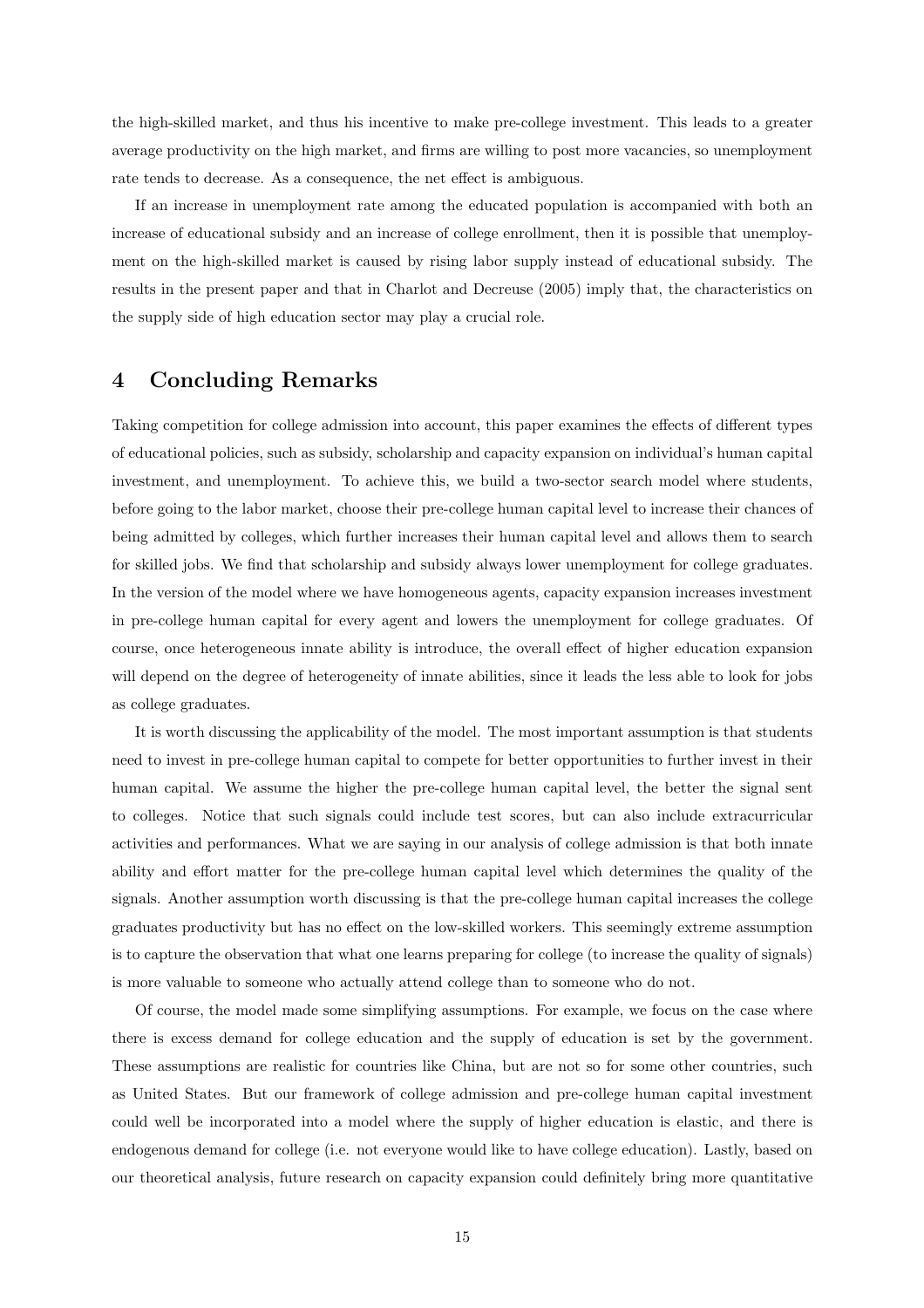the high-skilled market, and thus his incentive to make pre-college investment. This leads to a greater average productivity on the high market, and firms are willing to post more vacancies, so unemployment rate tends to decrease. As a consequence, the net effect is ambiguous.

If an increase in unemployment rate among the educated population is accompanied with both an increase of educational subsidy and an increase of college enrollment, then it is possible that unemployment on the high-skilled market is caused by rising labor supply instead of educational subsidy. The results in the present paper and that in Charlot and Decreuse (2005) imply that, the characteristics on the supply side of high education sector may play a crucial role.

# 4 Concluding Remarks

Taking competition for college admission into account, this paper examines the effects of different types of educational policies, such as subsidy, scholarship and capacity expansion on individual's human capital investment, and unemployment. To achieve this, we build a two-sector search model where students, before going to the labor market, choose their pre-college human capital level to increase their chances of being admitted by colleges, which further increases their human capital level and allows them to search for skilled jobs. We find that scholarship and subsidy always lower unemployment for college graduates. In the version of the model where we have homogeneous agents, capacity expansion increases investment in pre-college human capital for every agent and lowers the unemployment for college graduates. Of course, once heterogeneous innate ability is introduce, the overall effect of higher education expansion will depend on the degree of heterogeneity of innate abilities, since it leads the less able to look for jobs as college graduates.

It is worth discussing the applicability of the model. The most important assumption is that students need to invest in pre-college human capital to compete for better opportunities to further invest in their human capital. We assume the higher the pre-college human capital level, the better the signal sent to colleges. Notice that such signals could include test scores, but can also include extracurricular activities and performances. What we are saying in our analysis of college admission is that both innate ability and effort matter for the pre-college human capital level which determines the quality of the signals. Another assumption worth discussing is that the pre-college human capital increases the college graduates productivity but has no effect on the low-skilled workers. This seemingly extreme assumption is to capture the observation that what one learns preparing for college (to increase the quality of signals) is more valuable to someone who actually attend college than to someone who do not.

Of course, the model made some simplifying assumptions. For example, we focus on the case where there is excess demand for college education and the supply of education is set by the government. These assumptions are realistic for countries like China, but are not so for some other countries, such as United States. But our framework of college admission and pre-college human capital investment could well be incorporated into a model where the supply of higher education is elastic, and there is endogenous demand for college (i.e. not everyone would like to have college education). Lastly, based on our theoretical analysis, future research on capacity expansion could definitely bring more quantitative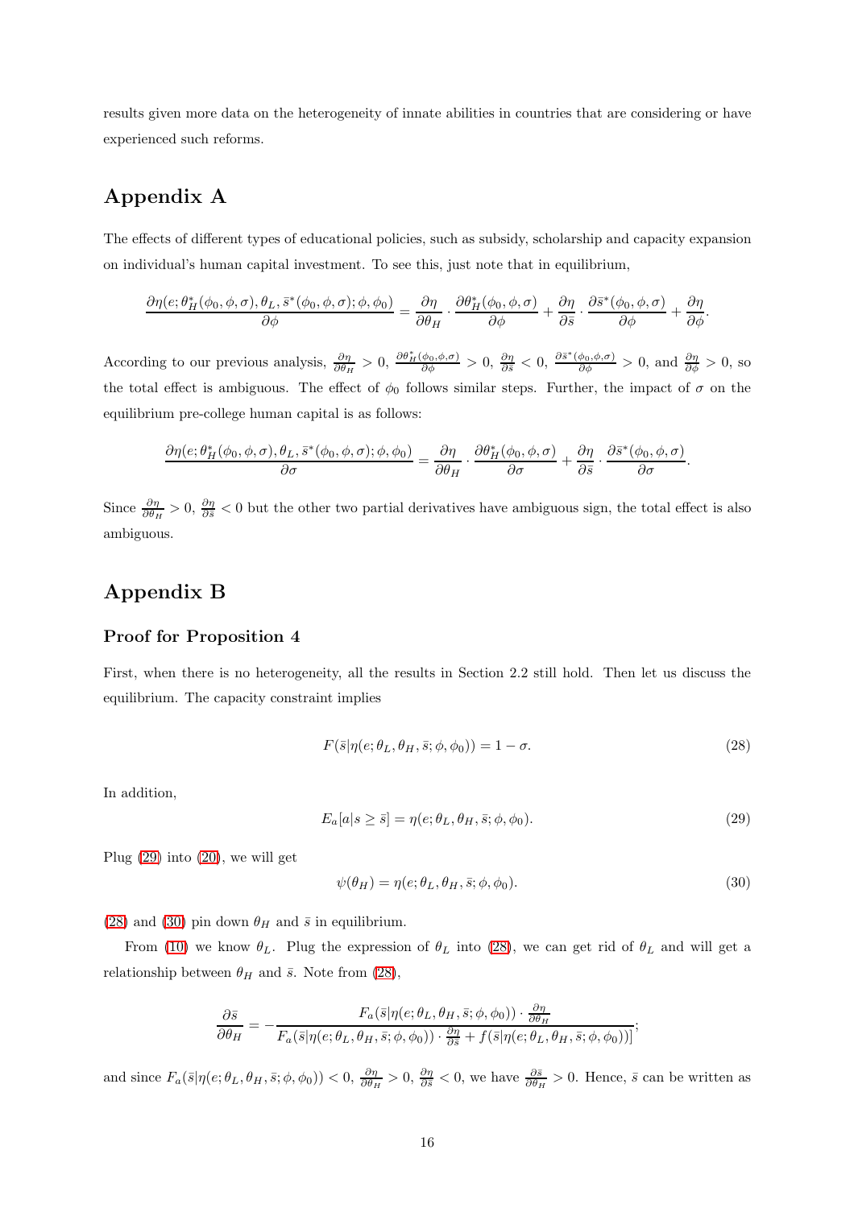results given more data on the heterogeneity of innate abilities in countries that are considering or have experienced such reforms.

# Appendix A

The effects of different types of educational policies, such as subsidy, scholarship and capacity expansion on individual's human capital investment. To see this, just note that in equilibrium,

$$\frac{\partial \eta(e;\theta_H^*(\phi_0,\phi,\sigma),\theta_L,\bar{s}^*(\phi_0,\phi,\sigma);\phi,\phi_0)}{\partial \phi} = \frac{\partial \eta}{\partial \theta_H}\cdot\frac{\partial \theta_H^*(\phi_0,\phi,\sigma)}{\partial \phi} + \frac{\partial \eta}{\partial \bar{s}}\cdot\frac{\partial \bar{s}^*(\phi_0,\phi,\sigma)}{\partial \phi} + \frac{\partial \eta}{\partial \phi}.$$

According to our previous analysis, $\frac{\partial \eta}{\partial \theta_H} > 0$, $\frac{\partial \theta_H^*(\phi_0,\phi,\sigma)}{\partial \phi} > 0$, $\frac{\partial \eta}{\partial \bar{s}} < 0$, $\frac{\partial \bar{s}^*(\phi_0,\phi,\sigma)}{\partial \phi} > 0$, and $\frac{\partial \eta}{\partial \phi} > 0$, so the total effect is ambiguous. The effect of $\phi_0$ follows similar steps. Further, the impact of $\sigma$ on the equilibrium pre-college human capital is as follows:

$$\frac{\partial \eta(e;\theta_H^*(\phi_0,\phi,\sigma),\theta_L,\bar{s}^*(\phi_0,\phi,\sigma);\phi,\phi_0)}{\partial \sigma} = \frac{\partial \eta}{\partial \theta_H}\cdot\frac{\partial \theta_H^*(\phi_0,\phi,\sigma)}{\partial \sigma} + \frac{\partial \eta}{\partial \bar{s}}\cdot\frac{\partial \bar{s}^*(\phi_0,\phi,\sigma)}{\partial \sigma}.$$

Since $\frac{\partial \eta}{\partial \theta_H} > 0$, $\frac{\partial \eta}{\partial \bar{s}} < 0$ but the other two partial derivatives have ambiguous sign, the total effect is also ambiguous.

# Appendix B

### Proof for Proposition 4

First, when there is no heterogeneity, all the results in Section 2.2 still hold. Then let us discuss the equilibrium. The capacity constraint implies

$$F(\bar{s}|\eta(e;\theta_L,\theta_H,\bar{s};\phi,\phi_0)) = 1-\sigma. \tag{28}$$

In addition,

$$E_a[a|s \geq \bar{s}] = \eta(e;\theta_L,\theta_H,\bar{s};\phi,\phi_0). \tag{29}$$

Plug (29) into (20), we will get

$$\psi(\theta_H) = \eta(e;\theta_L,\theta_H,\bar{s};\phi,\phi_0). \tag{30}$$

(28) and (30) pin down $\theta_H$ and $\bar{s}$ in equilibrium.

From (10) we know $\theta_L$. Plug the expression of $\theta_L$ into (28), we can get rid of $\theta_L$ and will get a relationship between $\theta_H$ and $\bar{s}$. Note from (28),

$$\frac{\partial \bar{s}}{\partial \theta_H} = -\frac{F_a(\bar{s}|\eta(e;\theta_L,\theta_H,\bar{s};\phi,\phi_0))\cdot\frac{\partial \eta}{\partial \theta_H}}{F_a(\bar{s}|\eta(e;\theta_L,\theta_H,\bar{s};\phi,\phi_0))\cdot\frac{\partial \eta}{\partial \bar{s}} + f(\bar{s}|\eta(e;\theta_L,\theta_H,\bar{s};\phi,\phi_0))]};$$

and since $F_a(\bar{s}|\eta(e;\theta_L,\theta_H,\bar{s};\phi,\phi_0)) < 0$, $\frac{\partial \eta}{\partial \theta_H} > 0$, $\frac{\partial \eta}{\partial \bar{s}} < 0$, we have $\frac{\partial \bar{s}}{\partial \theta_H} > 0$. Hence, $\bar{s}$ can be written as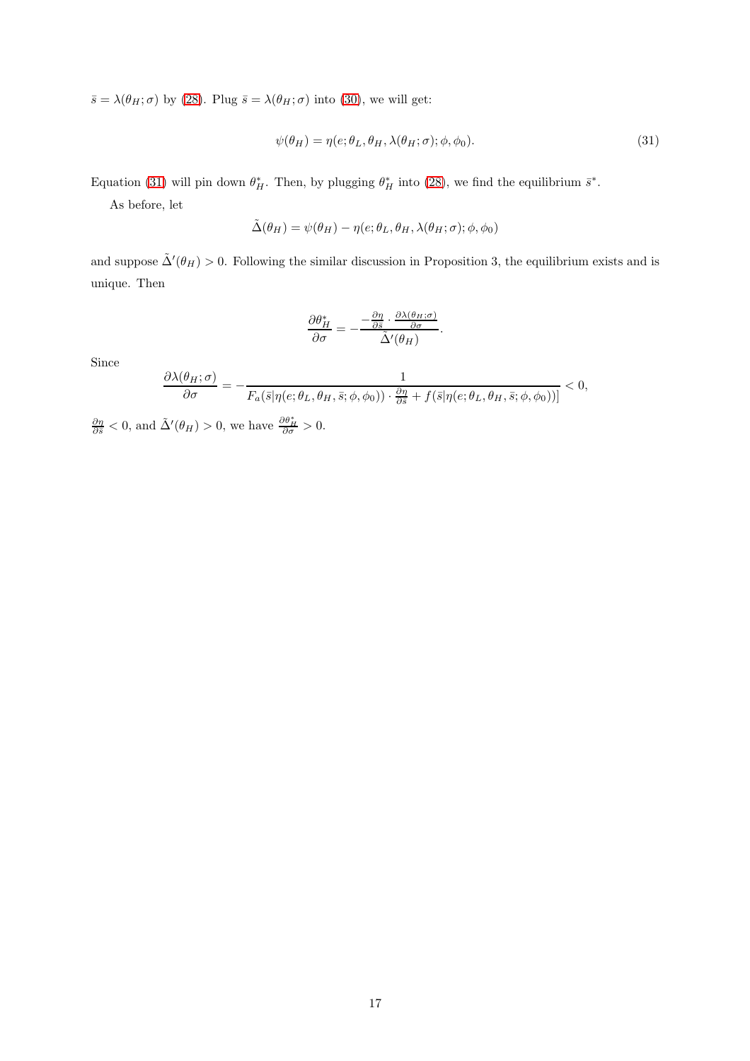$\bar{s} = \lambda(\theta_H; \sigma)$ by (28). Plug $\bar{s} = \lambda(\theta_H; \sigma)$ into (30), we will get:

$$\psi(\theta_H) = \eta(e; \theta_L, \theta_H, \lambda(\theta_H; \sigma); \phi, \phi_0). \tag{31}$$

Equation (31) will pin down $\theta_H^*$. Then, by plugging $\theta_H^*$ into (28), we find the equilibrium $\bar{s}^*$.

As before, let

$$\tilde{\Delta}(\theta_H) = \psi(\theta_H) - \eta(e; \theta_L, \theta_H, \lambda(\theta_H; \sigma); \phi, \phi_0)$$

and suppose $\tilde{\Delta}'(\theta_H) > 0$. Following the similar discussion in Proposition 3, the equilibrium exists and is unique. Then

$$\frac{\partial \theta_H^*}{\partial \sigma} = -\frac{-\frac{\partial \eta}{\partial \bar{s}} \cdot \frac{\partial \lambda(\theta_H; \sigma)}{\partial \sigma}}{\tilde{\Delta}'(\theta_H)}.$$

Since

$$\frac{\partial \lambda(\theta_H; \sigma)}{\partial \sigma} = -\frac{1}{F_a(\bar{s}|\eta(e; \theta_L, \theta_H, \bar{s}; \phi, \phi_0)) \cdot \frac{\partial \eta}{\partial \bar{s}} + f(\bar{s}|\eta(e; \theta_L, \theta_H, \bar{s}; \phi, \phi_0))]} < 0,$$

$\frac{\partial \eta}{\partial \bar{s}} < 0$, and $\tilde{\Delta}'(\theta_H) > 0$, we have $\frac{\partial \theta_H^*}{\partial \sigma} > 0$.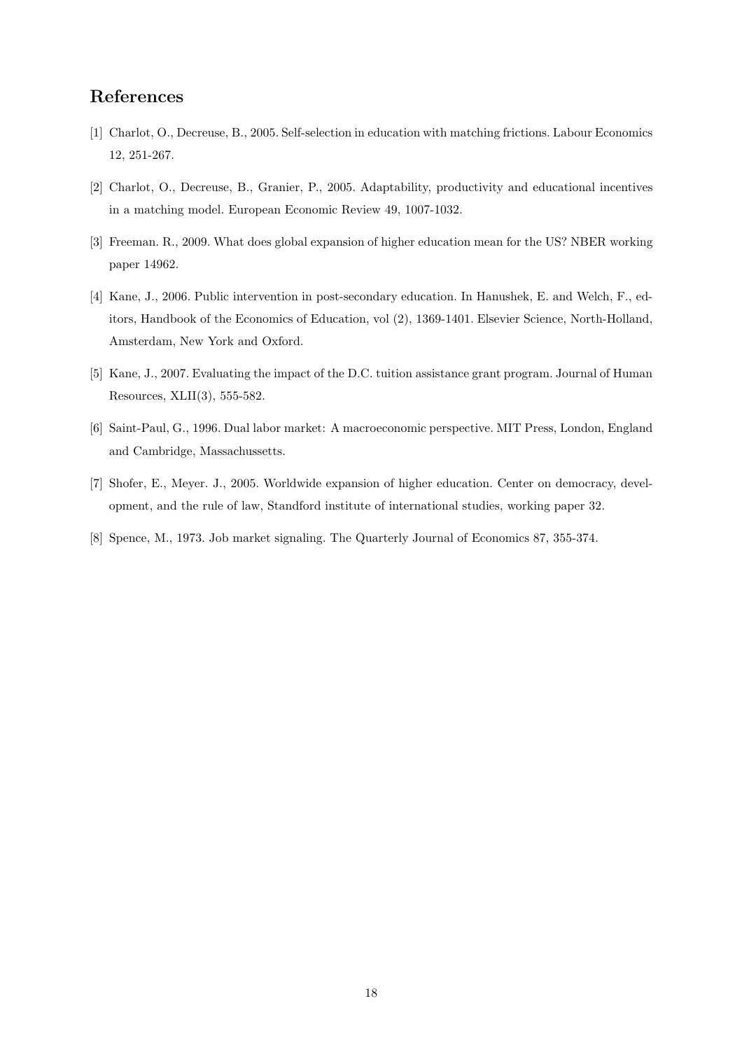## References

[1] Charlot, O., Decreuse, B., 2005. Self-selection in education with matching frictions. Labour Economics 12, 251-267.

[2] Charlot, O., Decreuse, B., Granier, P., 2005. Adaptability, productivity and educational incentives in a matching model. European Economic Review 49, 1007-1032.

[3] Freeman. R., 2009. What does global expansion of higher education mean for the US? NBER working paper 14962.

[4] Kane, J., 2006. Public intervention in post-secondary education. In Hanushek, E. and Welch, F., editors, Handbook of the Economics of Education, vol (2), 1369-1401. Elsevier Science, North-Holland, Amsterdam, New York and Oxford.

[5] Kane, J., 2007. Evaluating the impact of the D.C. tuition assistance grant program. Journal of Human Resources, XLII(3), 555-582.

[6] Saint-Paul, G., 1996. Dual labor market: A macroeconomic perspective. MIT Press, London, England and Cambridge, Massachussetts.

[7] Shofer, E., Meyer. J., 2005. Worldwide expansion of higher education. Center on democracy, development, and the rule of law, Standford institute of international studies, working paper 32.

[8] Spence, M., 1973. Job market signaling. The Quarterly Journal of Economics 87, 355-374.